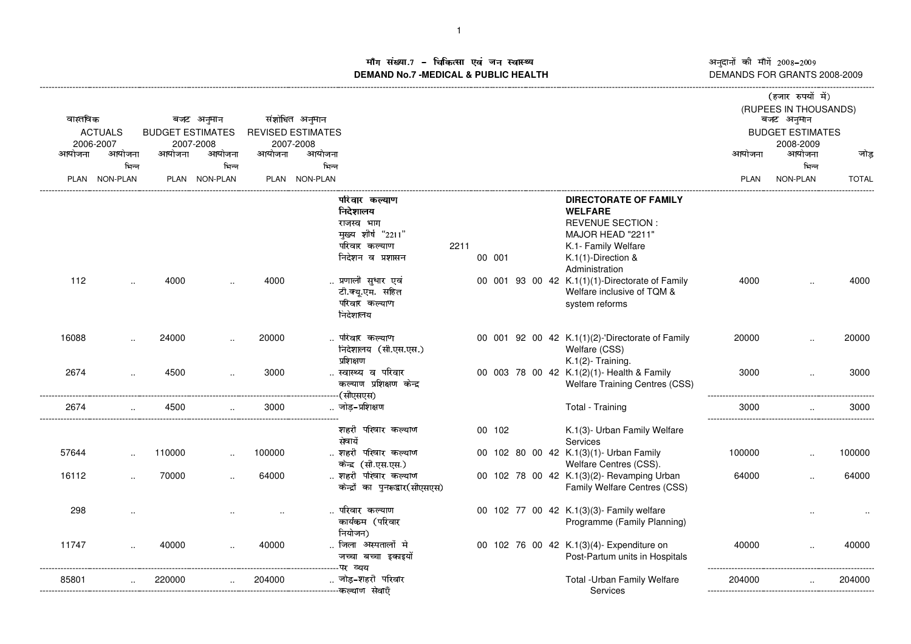# माँग संख्या.7 – चिकित्सा एवं जन स्वास्थ्य
# DEMAND No.7 -MEDICAL & PUBLIC HEALTH

अनुदानों की माँगें 2008–2009
DEMANDS FOR GRANTS 2008-2009

(हजार रुपयों में)
(RUPEES IN THOUSANDS)

| वास्तविक ACTUALS 2006-2007 | | बजट अनुमान BUDGET ESTIMATES 2007-2008 | | संशोधित अनुमान REVISED ESTIMATES 2007-2008 | | | | | | बजट अनुमान BUDGET ESTIMATES 2008-2009 | | |
|---|---|---|---|---|---|---|---|---|---|---|---|---|
| आयोजना PLAN | आयोजना भिन्न NON-PLAN | आयोजना PLAN | आयोजना भिन्न NON-PLAN | आयोजना PLAN | आयोजना भिन्न NON-PLAN | | | | | आयोजना PLAN | आयोजना भिन्न NON-PLAN | जोड़ TOTAL |
| | | | | | | परिवार कल्याण निदेशालय राजस्व भाग मुख्य शीर्ष "2211" परिवार कल्याण | 2211 | | DIRECTORATE OF FAMILY WELFARE REVENUE SECTION : MAJOR HEAD "2211" K.1- Family Welfare | | | |
| | | | | | | निदेशन व प्रशासन | | 00 001 | K.1(1)-Direction & Administration | | | |
| 112 | .. | 4000 | .. | 4000 | .. | प्रणाली सुधार एवं टी.क्यू.एम. सहित परिवार कल्याण निदेशालय | | 00 001 93 00 42 | K.1(1)(1)-Directorate of Family Welfare inclusive of TQM & system reforms | 4000 | .. | 4000 |
| 16088 | .. | 24000 | .. | 20000 | .. | परिवार कल्याण निदेशालय (सी.एस.एस.) | | 00 001 92 00 42 | K.1(1)(2)-'Directorate of Family Welfare (CSS) | 20000 | .. | 20000 |
| | | | | | | प्रशिक्षण | | | K.1(2)- Training. | | | |
| 2674 | .. | 4500 | .. | 3000 | .. | स्वास्थ्य व परिवार कल्याण प्रशिक्षण केन्द्र (सीएसएस) | | 00 003 78 00 42 | K.1(2)(1)- Health & Family Welfare Training Centres (CSS) | 3000 | .. | 3000 |
| 2674 | .. | 4500 | .. | 3000 | .. | जोड़-प्रशिक्षण | | | Total - Training | 3000 | .. | 3000 |
| | | | | | | शहरी परिवार कल्याण सेवायें | | 00 102 | K.1(3)- Urban Family Welfare Services | | | |
| 57644 | .. | 110000 | .. | 100000 | .. | शहरी परिवार कल्याण केन्द्र (सी.एस.एस.) | | 00 102 80 00 42 | K.1(3)(1)- Urban Family Welfare Centres (CSS). | 100000 | .. | 100000 |
| 16112 | .. | 70000 | .. | 64000 | .. | शहरी परिवार कल्याण केन्द्रों का पुनरूद्वार(सीएसएस) | | 00 102 78 00 42 | K.1(3)(2)- Revamping Urban Family Welfare Centres (CSS) | 64000 | .. | 64000 |
| 298 | .. | | .. | .. | .. | परिवार कल्याण कार्यक्रम (परिवार नियोजन) | | 00 102 77 00 42 | K.1(3)(3)- Family welfare Programme (Family Planning) | | .. | .. |
| 11747 | .. | 40000 | .. | 40000 | .. | जिला अस्पतालों मे जच्चा बच्चा इकाइयों पर व्यय | | 00 102 76 00 42 | K.1(3)(4)- Expenditure on Post-Partum units in Hospitals | 40000 | .. | 40000 |
| 85801 | .. | 220000 | .. | 204000 | .. | जोड़-शहरी परिवार कल्याण सेवाएँ | | | Total -Urban Family Welfare Services | 204000 | .. | 204000 |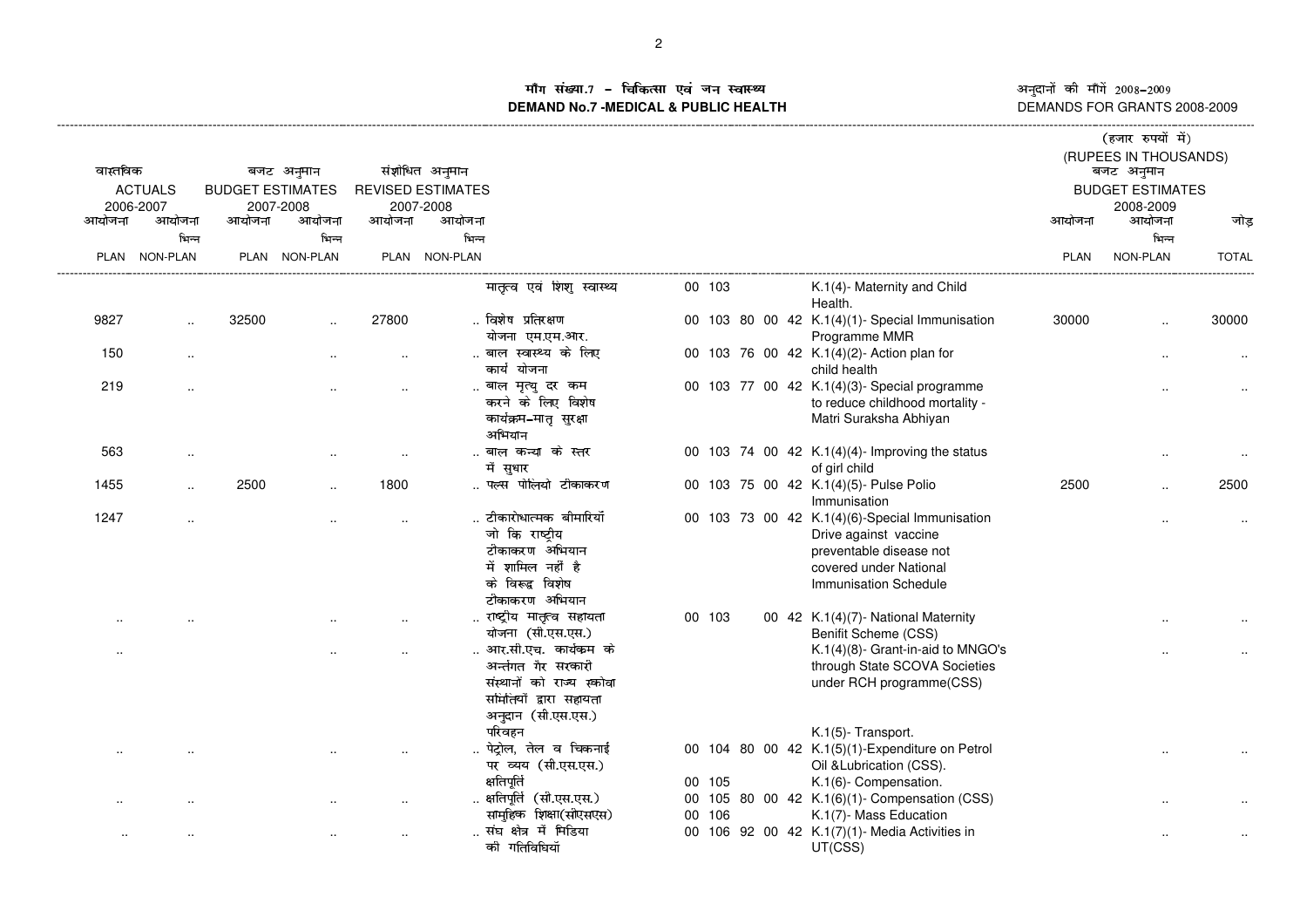# माँग संख्या.7 – चिकित्सा एवं जन स्वास्थ्य
# DEMAND No.7 -MEDICAL & PUBLIC HEALTH

अनुदानों की माँगें 2008–2009
DEMANDS FOR GRANTS 2008-2009

(हजार रुपयों में)
(RUPEES IN THOUSANDS)

| वास्तविक ACTUALS 2006-2007 | | बजट अनुमान BUDGET ESTIMATES 2007-2008 | | संशोधित अनुमान REVISED ESTIMATES 2007-2008 | | | | | बजट अनुमान BUDGET ESTIMATES 2008-2009 | | |
|---|---|---|---|---|---|---|---|---|---|---|---|
| आयोजना PLAN | आयोजना भिन्न NON-PLAN | आयोजना PLAN | आयोजना भिन्न NON-PLAN | आयोजना PLAN | आयोजना भिन्न NON-PLAN | | | | आयोजना PLAN | आयोजना भिन्न NON-PLAN | जोड़ TOTAL |
| | | | | | | मातृत्व एवं शिशु स्वास्थ्य | 00 103 | K.1(4)- Maternity and Child Health. | | | |
| 9827 | .. | 32500 | .. | 27800 | .. | विशेष प्रतिरक्षण योजना एम.एम.आर. | 00 103 80 00 42 | K.1(4)(1)- Special Immunisation Programme MMR | 30000 | .. | 30000 |
| 150 | .. | | .. | .. | .. | बाल स्वास्थ्य के लिए कार्य योजना | 00 103 76 00 42 | K.1(4)(2)- Action plan for child health | | .. | .. |
| 219 | .. | | .. | .. | .. | बाल मृत्यु दर कम करने के लिए विशेष कार्यक्रम–मातृ सुरक्षा अभियान | 00 103 77 00 42 | K.1(4)(3)- Special programme to reduce childhood mortality - Matri Suraksha Abhiyan | | .. | .. |
| 563 | .. | | .. | .. | .. | बाल कन्या के स्तर में सुधार | 00 103 74 00 42 | K.1(4)(4)- Improving the status of girl child | | .. | .. |
| 1455 | .. | 2500 | .. | 1800 | .. | पल्स पोलियो टीकाकरण | 00 103 75 00 42 | K.1(4)(5)- Pulse Polio Immunisation | 2500 | .. | 2500 |
| 1247 | .. | | .. | .. | .. | टीकारोधात्मक बीमारियाँ जो कि राष्ट्रीय टीकाकरण अभियान में शामिल नहीं है के विरूद्व विशेष टीकाकरण अभियान | 00 103 73 00 42 | K.1(4)(6)-Special Immunisation Drive against vaccine preventable disease not covered under National Immunisation Schedule | | .. | .. |
| .. | .. | | .. | .. | .. | राष्ट्रीय मातृत्व सहायता योजना (सी.एस.एस.) | 00 103 00 42 | K.1(4)(7)- National Maternity Benifit Scheme (CSS) | | .. | .. |
| .. | | | .. | .. | .. | आर.सी.एच. कार्यक्रम के अन्तर्गत गैर सरकारी संस्थानों को राज्य स्कोवा समितियों द्वारा सहायता अनुदान (सी.एस.एस.) | | K.1(4)(8)- Grant-in-aid to MNGO's through State SCOVA Societies under RCH programme(CSS) | | .. | .. |
| | | | | | | परिवहन | | K.1(5)- Transport. | | | |
| .. | .. | | .. | .. | .. | पेट्रोल, तेल व चिकनाई पर व्यय (सी.एस.एस.) | 00 104 80 00 42 | K.1(5)(1)-Expenditure on Petrol Oil &Lubrication (CSS). | | .. | .. |
| | | | | | | क्षतिपूर्ति | 00 105 | K.1(6)- Compensation. | | | |
| .. | .. | | .. | .. | .. | क्षतिपूर्ति (सी.एस.एस.) | 00 105 80 00 42 | K.1(6)(1)- Compensation (CSS) | | .. | .. |
| | | | | | | सामुहिक शिक्षा(सीएसएस) | 00 106 | K.1(7)- Mass Education | | | |
| .. | .. | | .. | .. | .. | संघ क्षेत्र में मिडिया की गतिविधियाँ | 00 106 92 00 42 | K.1(7)(1)- Media Activities in UT(CSS) | | .. | .. |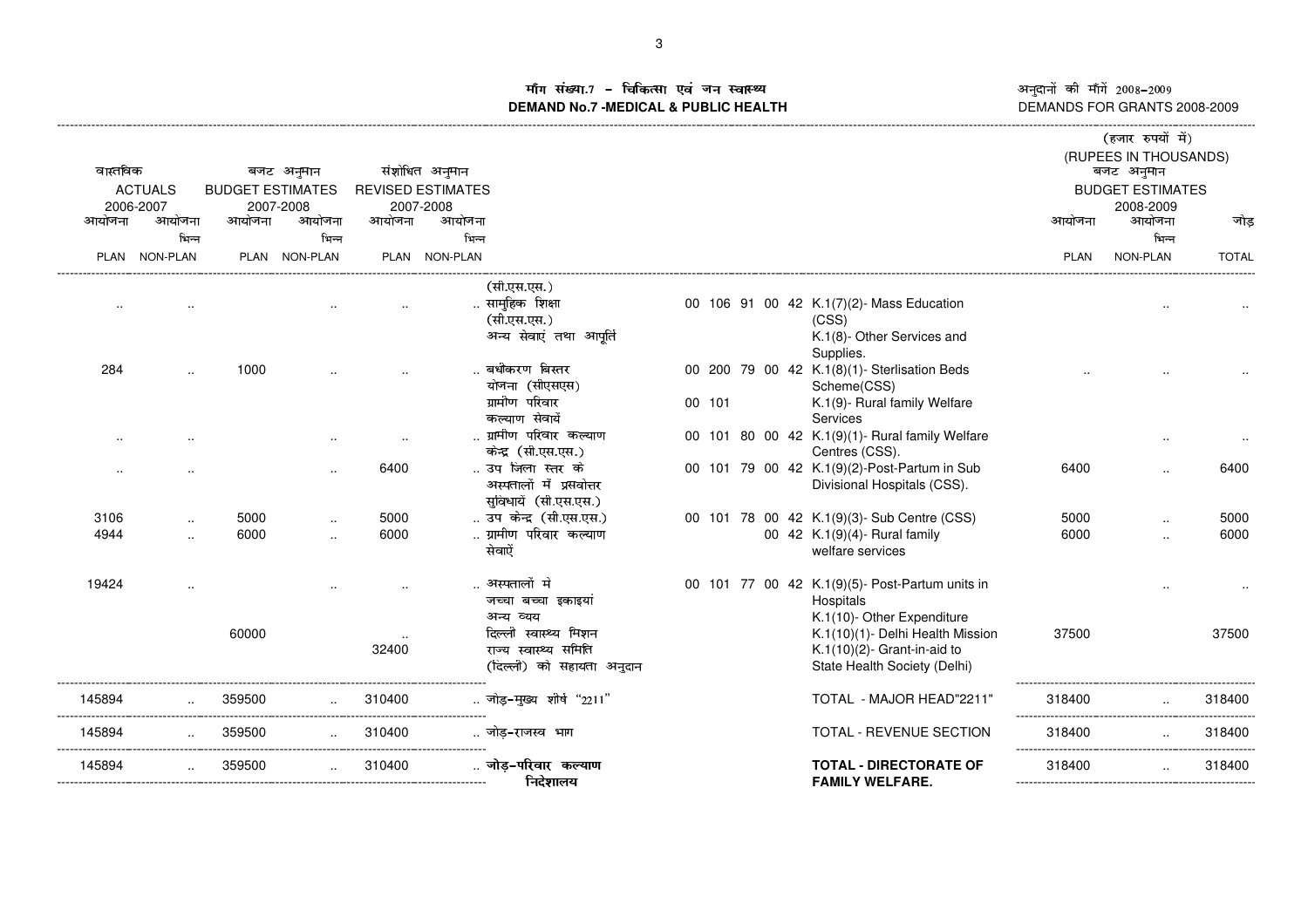## माँग संख्या.7 – चिकित्सा एवं जन स्वास्थ्य
## DEMAND No.7 -MEDICAL & PUBLIC HEALTH

अनुदानों की माँगें 2008–2009
DEMANDS FOR GRANTS 2008-2009

(हजार रुपयों में)
(RUPEES IN THOUSANDS)

| वास्तविक ACTUALS 2006-2007 | | बजट अनुमान BUDGET ESTIMATES 2007-2008 | | संशोधित अनुमान REVISED ESTIMATES 2007-2008 | | | | | बजट अनुमान BUDGET ESTIMATES 2008-2009 | | |
|---|---|---|---|---|---|---|---|---|---|---|---|
| आयोजना PLAN | आयोजना भिन्न NON-PLAN | आयोजना PLAN | आयोजना भिन्न NON-PLAN | आयोजना PLAN | आयोजना भिन्न NON-PLAN | | | | आयोजना PLAN | आयोजना भिन्न NON-PLAN | जोड़ TOTAL |
| | | | | | | (सी.एस.एस.) | | | | | |
| .. | .. | | .. | .. | .. | सामूहिक शिक्षा (सी.एस.एस.) | 00 106 91 00 42 | K.1(7)(2)- Mass Education (CSS) | | .. | .. |
| | | | | | | अन्य सेवाएं तथा आपूर्ति | | K.1(8)- Other Services and Supplies. | | | |
| 284 | .. | 1000 | .. | .. | .. | बधीकरण बिस्तर योजना (सीएसएस) | 00 200 79 00 42 | K.1(8)(1)- Sterlisation Beds Scheme(CSS) | .. | .. | .. |
| | | | | | | ग्रामीण परिवार कल्याण सेवायें | 00 101 | K.1(9)- Rural family Welfare Services | | | |
| .. | .. | | .. | .. | .. | ग्रामीण परिवार कल्याण केन्द्र (सी.एस.एस.) | 00 101 80 00 42 | K.1(9)(1)- Rural family Welfare Centres (CSS). | | .. | .. |
| .. | .. | | .. | 6400 | .. | उप जिला स्तर के अस्पतालों में प्रसवोत्तर सुविधायें (सी.एस.एस.) | 00 101 79 00 42 | K.1(9)(2)-Post-Partum in Sub Divisional Hospitals (CSS). | 6400 | .. | 6400 |
| 3106 | .. | 5000 | .. | 5000 | .. | उप केन्द्र (सी.एस.एस.) | 00 101 78 00 42 | K.1(9)(3)- Sub Centre (CSS) | 5000 | .. | 5000 |
| 4944 | .. | 6000 | .. | 6000 | .. | ग्रामीण परिवार कल्याण सेवाएँ | 00 42 | K.1(9)(4)- Rural family welfare services | 6000 | .. | 6000 |
| 19424 | .. | | .. | .. | .. | अस्पतालों मे जच्चा बच्चा इकाइयां | 00 101 77 00 42 | K.1(9)(5)- Post-Partum units in Hospitals | | .. | .. |
| | | | | | | अन्य व्यय | | K.1(10)- Other Expenditure | | | |
| | | 60000 | | .. | | दिल्ली स्वास्थ्य मिशन | | K.1(10)(1)- Delhi Health Mission | 37500 | | 37500 |
| | | | | 32400 | | राज्य स्वास्थ्य समिति (दिल्ली) को सहायता अनुदान | | K.1(10)(2)- Grant-in-aid to State Health Society (Delhi) | | | |
| 145894 | .. | 359500 | .. | 310400 | .. | जोड़-मुख्य शीर्ष "2211" | | TOTAL - MAJOR HEAD"2211" | 318400 | .. | 318400 |
| 145894 | .. | 359500 | .. | 310400 | .. | जोड़-राजस्व भाग | | TOTAL - REVENUE SECTION | 318400 | .. | 318400 |
| 145894 | .. | 359500 | .. | 310400 | .. | **जोड़-परिवार कल्याण निदेशालय** | | **TOTAL - DIRECTORATE OF FAMILY WELFARE.** | 318400 | .. | 318400 |